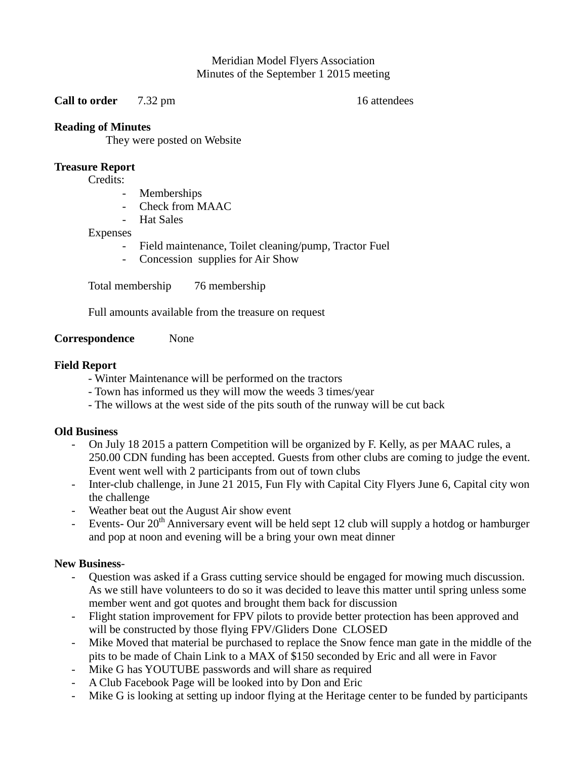Meridian Model Flyers Association
Minutes of the September 1 2015 meeting

**Call to order** 7.32 pm 16 attendees

**Reading of Minutes**

They were posted on Website

**Treasure Report**

Credits:

- Memberships
- Check from MAAC
- Hat Sales

Expenses

- Field maintenance, Toilet cleaning/pump, Tractor Fuel
- Concession supplies for Air Show

Total membership 76 membership

Full amounts available from the treasure on request

**Correspondence** None

**Field Report**

- Winter Maintenance will be performed on the tractors
- Town has informed us they will mow the weeds 3 times/year
- The willows at the west side of the pits south of the runway will be cut back

**Old Business**

- On July 18 2015 a pattern Competition will be organized by F. Kelly, as per MAAC rules, a 250.00 CDN funding has been accepted. Guests from other clubs are coming to judge the event. Event went well with 2 participants from out of town clubs
- Inter-club challenge, in June 21 2015, Fun Fly with Capital City Flyers June 6, Capital city won the challenge
- Weather beat out the August Air show event
- Events- Our 20th Anniversary event will be held sept 12 club will supply a hotdog or hamburger and pop at noon and evening will be a bring your own meat dinner

**New Business**-

- Question was asked if a Grass cutting service should be engaged for mowing much discussion. As we still have volunteers to do so it was decided to leave this matter until spring unless some member went and got quotes and brought them back for discussion
- Flight station improvement for FPV pilots to provide better protection has been approved and will be constructed by those flying FPV/Gliders Done CLOSED
- Mike Moved that material be purchased to replace the Snow fence man gate in the middle of the pits to be made of Chain Link to a MAX of $150 seconded by Eric and all were in Favor
- Mike G has YOUTUBE passwords and will share as required
- A Club Facebook Page will be looked into by Don and Eric
- Mike G is looking at setting up indoor flying at the Heritage center to be funded by participants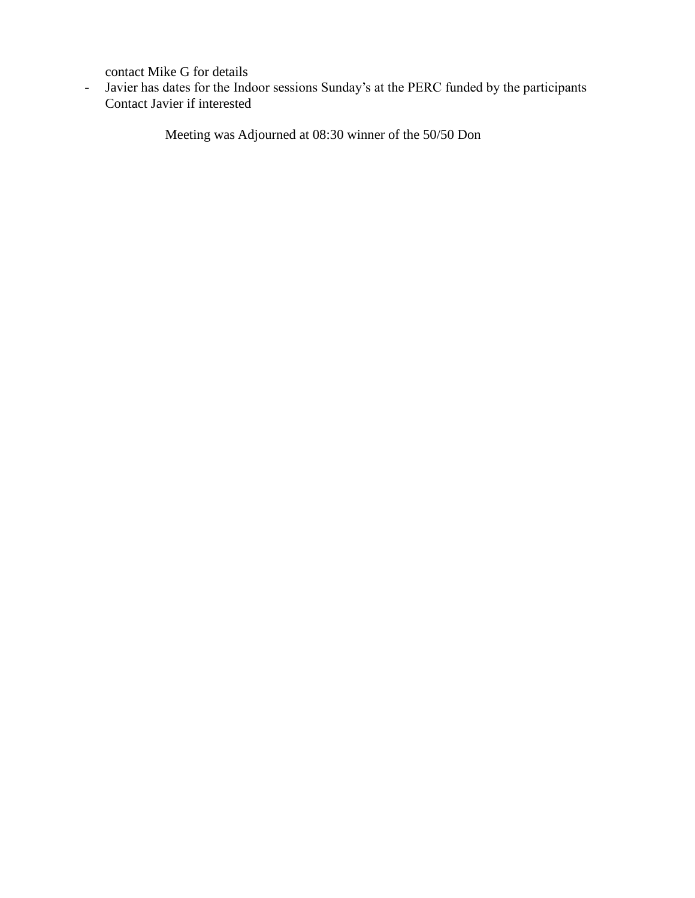contact Mike G for details

- Javier has dates for the Indoor sessions Sunday's at the PERC funded by the participants
  Contact Javier if interested

Meeting was Adjourned at 08:30 winner of the 50/50 Don